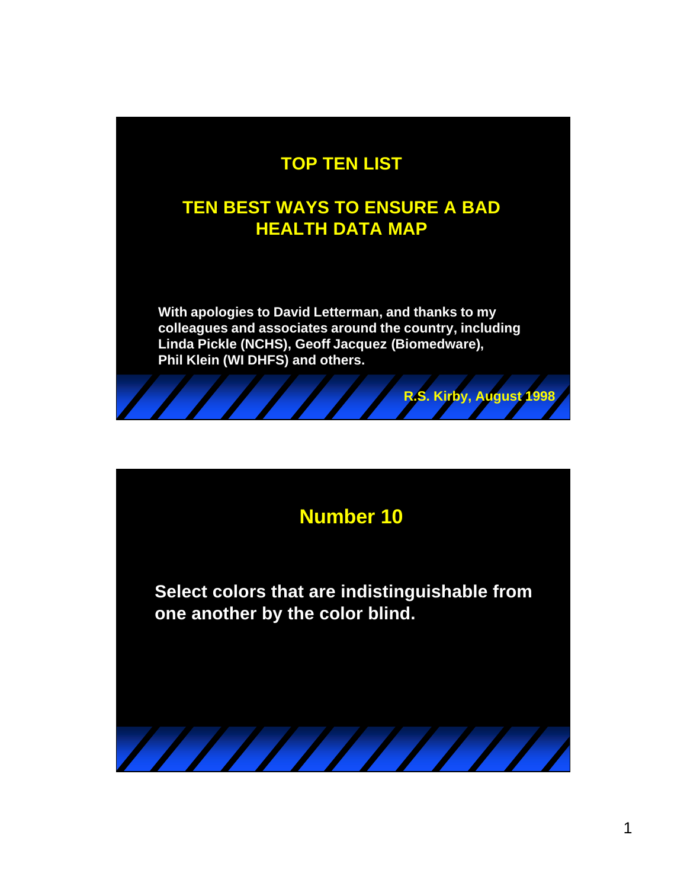# TOP TEN LIST

## TEN BEST WAYS TO ENSURE A BAD HEALTH DATA MAP

**With apologies to David Letterman, and thanks to my colleagues and associates around the country, including Linda Pickle (NCHS), Geoff Jacquez (Biomedware), Phil Klein (WI DHFS) and others.**

**R.S. Kirby, August 1998**

## Number 10

**Select colors that are indistinguishable from one another by the color blind.**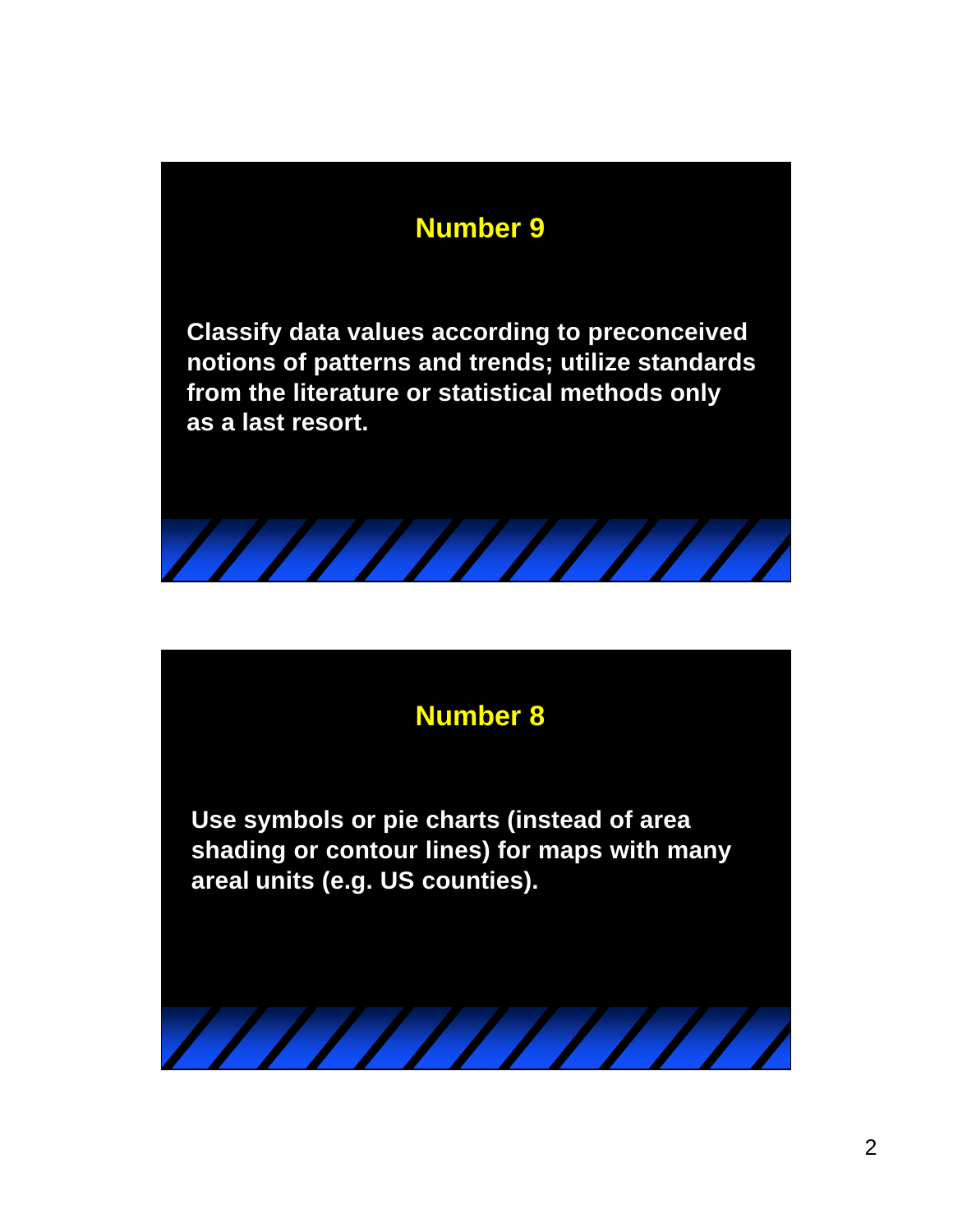## Number 9

**Classify data values according to preconceived notions of patterns and trends; utilize standards from the literature or statistical methods only as a last resort.**

## Number 8

**Use symbols or pie charts (instead of area shading or contour lines) for maps with many areal units (e.g. US counties).**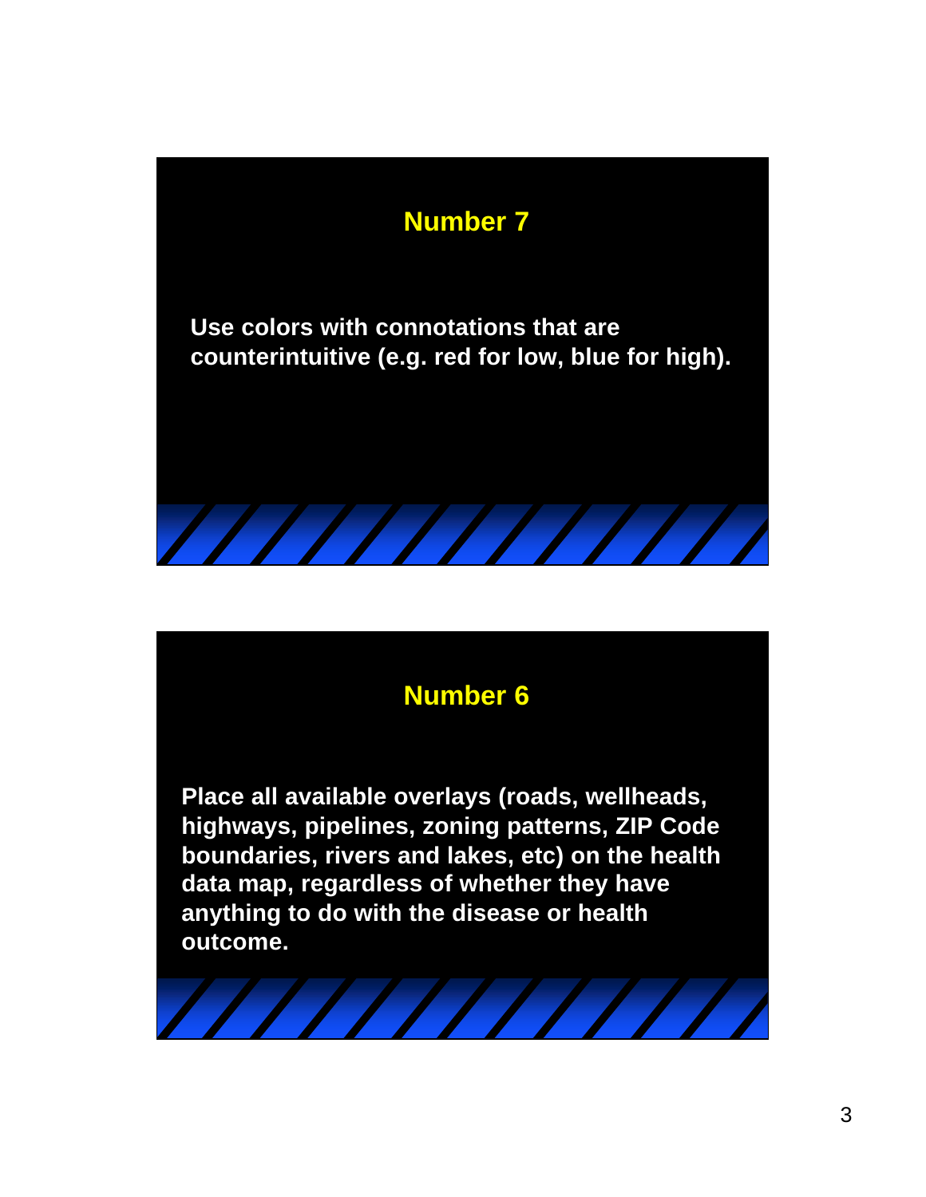## Number 7

**Use colors with connotations that are counterintuitive (e.g. red for low, blue for high).**

## Number 6

**Place all available overlays (roads, wellheads, highways, pipelines, zoning patterns, ZIP Code boundaries, rivers and lakes, etc) on the health data map, regardless of whether they have anything to do with the disease or health outcome.**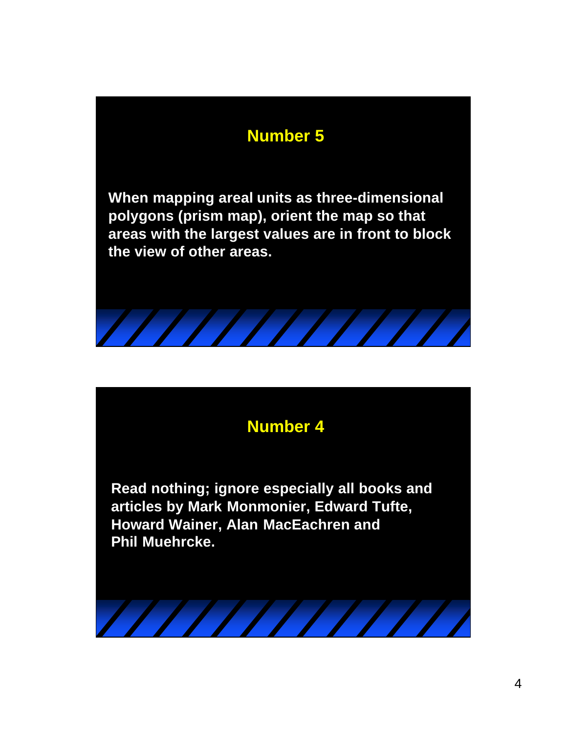## Number 5

**When mapping areal units as three-dimensional polygons (prism map), orient the map so that areas with the largest values are in front to block the view of other areas.**

## Number 4

**Read nothing; ignore especially all books and articles by Mark Monmonier, Edward Tufte, Howard Wainer, Alan MacEachren and Phil Muehrcke.**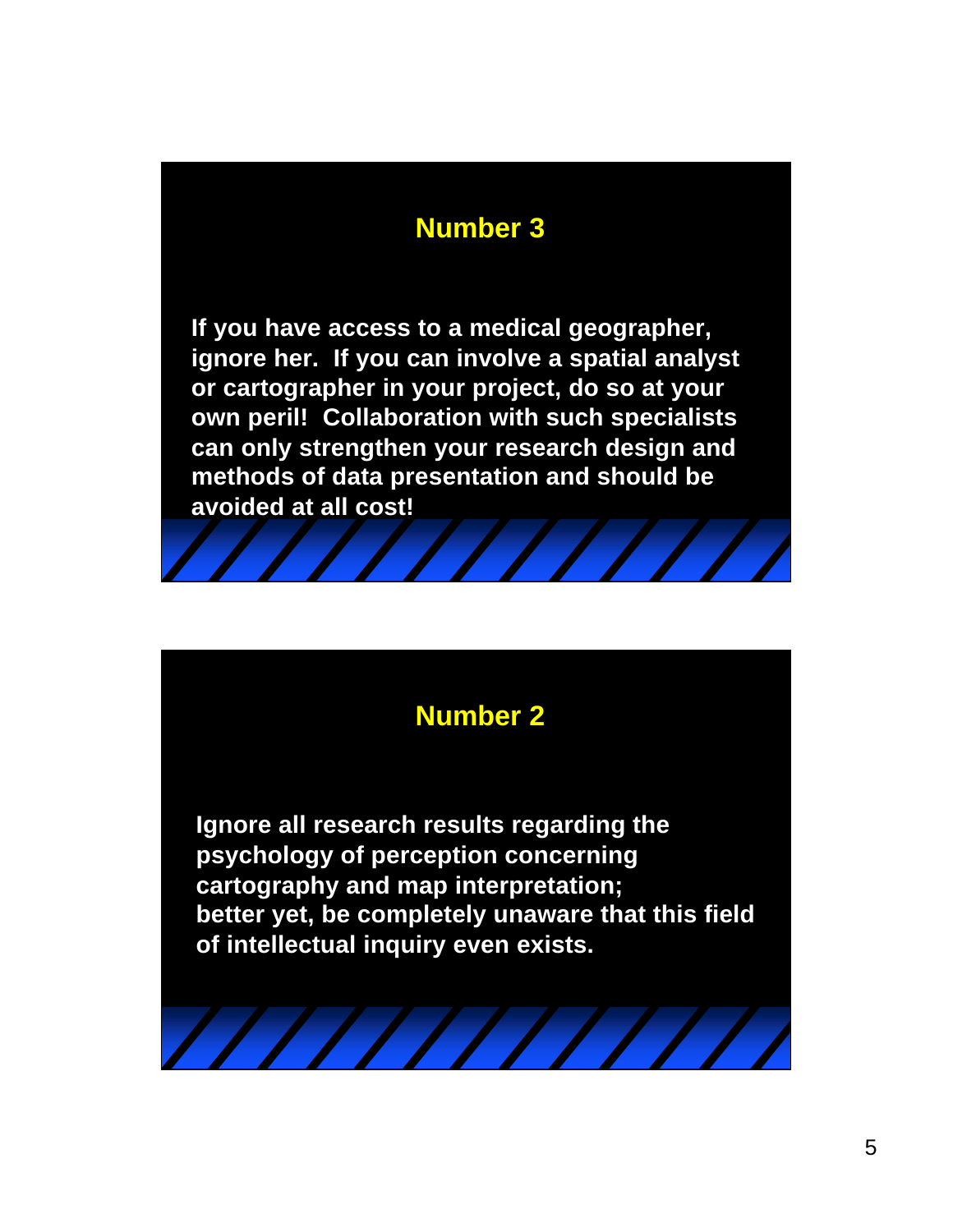## Number 3

If you have access to a medical geographer, ignore her. If you can involve a spatial analyst or cartographer in your project, do so at your own peril! Collaboration with such specialists can only strengthen your research design and methods of data presentation and should be avoided at all cost!

## Number 2

Ignore all research results regarding the psychology of perception concerning cartography and map interpretation; better yet, be completely unaware that this field of intellectual inquiry even exists.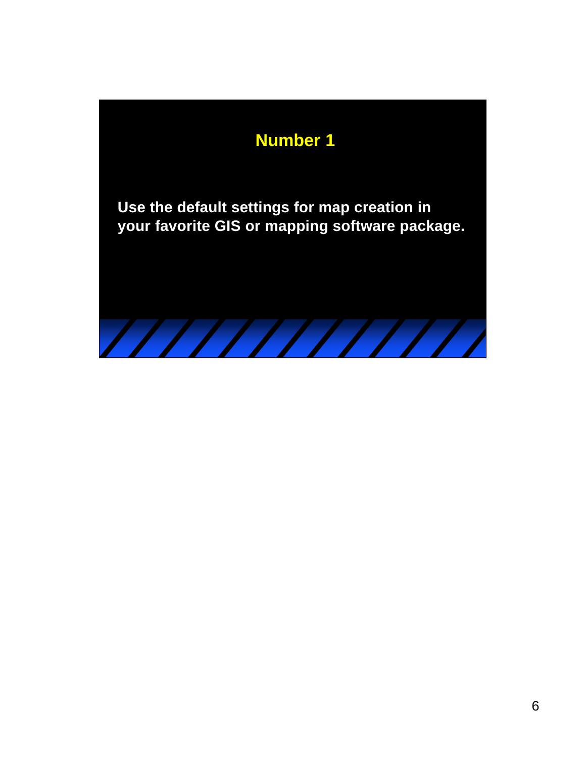## Number 1

**Use the default settings for map creation in your favorite GIS or mapping software package.**